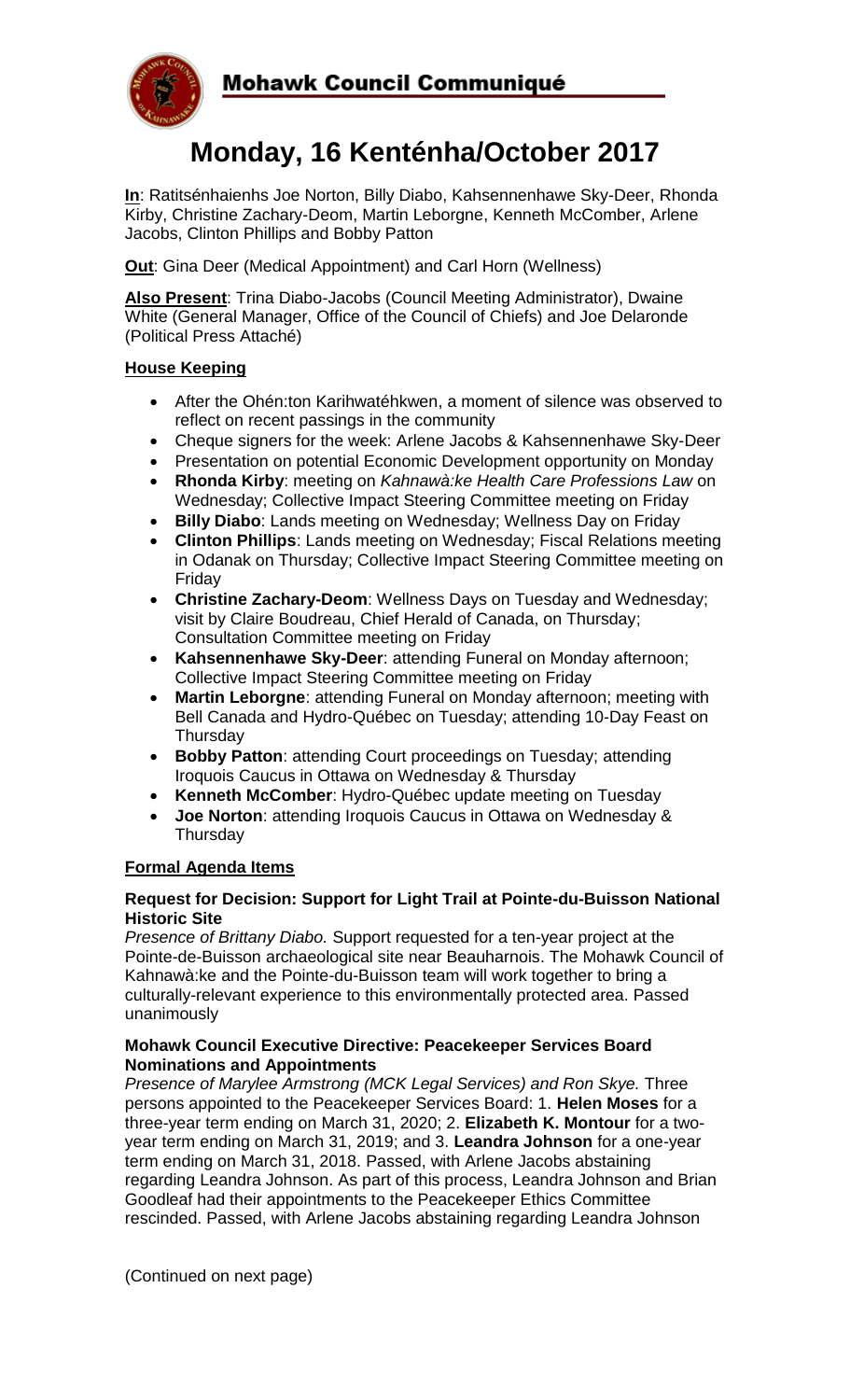# Mohawk Council Communiqué

## Monday, 16 Kenténha/October 2017

**In**: Ratitsénhaienhs Joe Norton, Billy Diabo, Kahsennenhawe Sky-Deer, Rhonda Kirby, Christine Zachary-Deom, Martin Leborgne, Kenneth McComber, Arlene Jacobs, Clinton Phillips and Bobby Patton

**Out**: Gina Deer (Medical Appointment) and Carl Horn (Wellness)

**Also Present**: Trina Diabo-Jacobs (Council Meeting Administrator), Dwaine White (General Manager, Office of the Council of Chiefs) and Joe Delaronde (Political Press Attaché)

### House Keeping

- After the Ohén:ton Karihwatéhkwen, a moment of silence was observed to reflect on recent passings in the community
- Cheque signers for the week: Arlene Jacobs & Kahsennenhawe Sky-Deer
- Presentation on potential Economic Development opportunity on Monday
- **Rhonda Kirby**: meeting on *Kahnawà:ke Health Care Professions Law* on Wednesday; Collective Impact Steering Committee meeting on Friday
- **Billy Diabo**: Lands meeting on Wednesday; Wellness Day on Friday
- **Clinton Phillips**: Lands meeting on Wednesday; Fiscal Relations meeting in Odanak on Thursday; Collective Impact Steering Committee meeting on Friday
- **Christine Zachary-Deom**: Wellness Days on Tuesday and Wednesday; visit by Claire Boudreau, Chief Herald of Canada, on Thursday; Consultation Committee meeting on Friday
- **Kahsennenhawe Sky-Deer**: attending Funeral on Monday afternoon; Collective Impact Steering Committee meeting on Friday
- **Martin Leborgne**: attending Funeral on Monday afternoon; meeting with Bell Canada and Hydro-Québec on Tuesday; attending 10-Day Feast on Thursday
- **Bobby Patton**: attending Court proceedings on Tuesday; attending Iroquois Caucus in Ottawa on Wednesday & Thursday
- **Kenneth McComber**: Hydro-Québec update meeting on Tuesday
- **Joe Norton**: attending Iroquois Caucus in Ottawa on Wednesday & Thursday

### Formal Agenda Items

**Request for Decision: Support for Light Trail at Pointe-du-Buisson National Historic Site**

*Presence of Brittany Diabo.* Support requested for a ten-year project at the Pointe-de-Buisson archaeological site near Beauharnois. The Mohawk Council of Kahnawà:ke and the Pointe-du-Buisson team will work together to bring a culturally-relevant experience to this environmentally protected area. Passed unanimously

**Mohawk Council Executive Directive: Peacekeeper Services Board Nominations and Appointments**

*Presence of Marylee Armstrong (MCK Legal Services) and Ron Skye.* Three persons appointed to the Peacekeeper Services Board: 1. **Helen Moses** for a three-year term ending on March 31, 2020; 2. **Elizabeth K. Montour** for a two-year term ending on March 31, 2019; and 3. **Leandra Johnson** for a one-year term ending on March 31, 2018. Passed, with Arlene Jacobs abstaining regarding Leandra Johnson. As part of this process, Leandra Johnson and Brian Goodleaf had their appointments to the Peacekeeper Ethics Committee rescinded. Passed, with Arlene Jacobs abstaining regarding Leandra Johnson

(Continued on next page)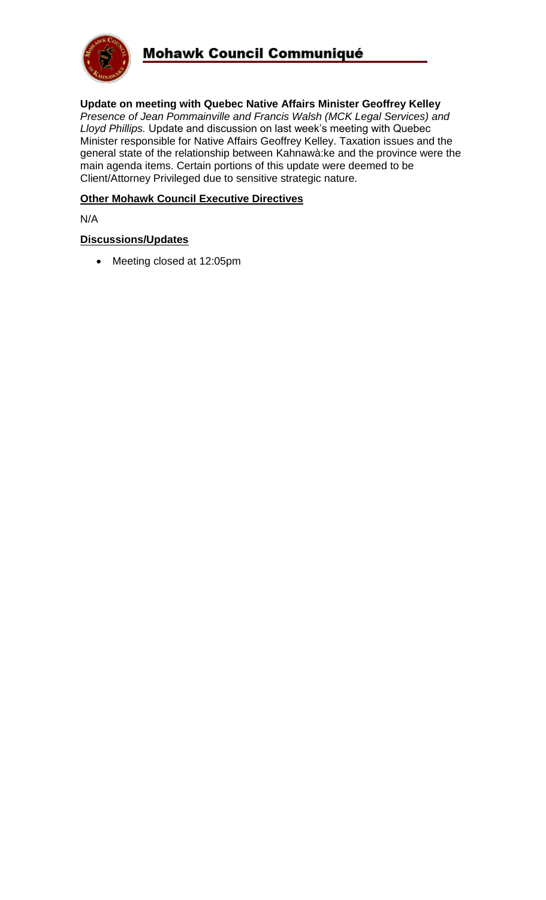## Mohawk Council Communiqué

**Update on meeting with Quebec Native Affairs Minister Geoffrey Kelley**

*Presence of Jean Pommainville and Francis Walsh (MCK Legal Services) and Lloyd Phillips.* Update and discussion on last week's meeting with Quebec Minister responsible for Native Affairs Geoffrey Kelley. Taxation issues and the general state of the relationship between Kahnawà:ke and the province were the main agenda items. Certain portions of this update were deemed to be Client/Attorney Privileged due to sensitive strategic nature.

**Other Mohawk Council Executive Directives**

N/A

**Discussions/Updates**

- Meeting closed at 12:05pm